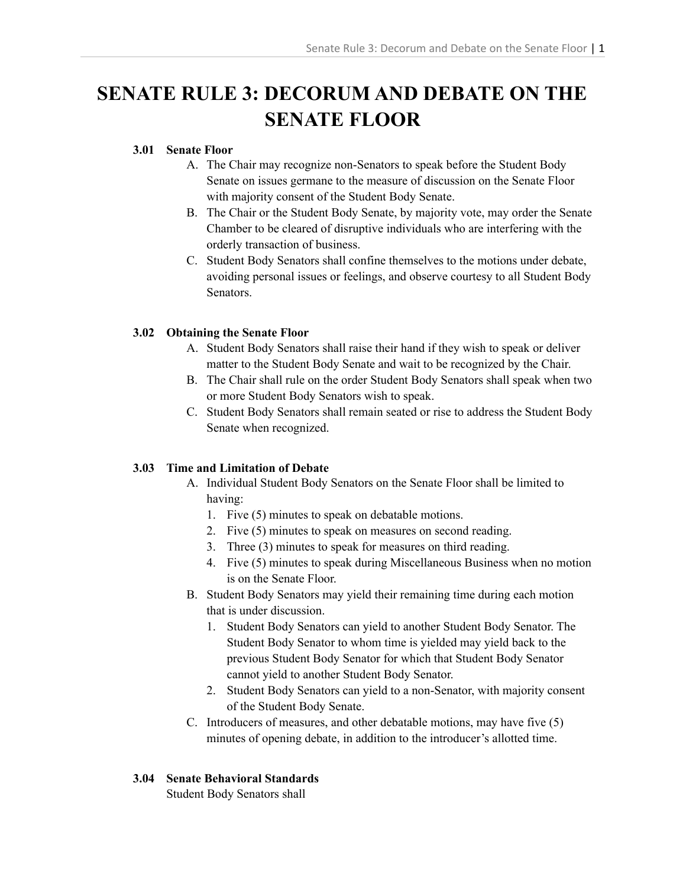# SENATE RULE 3: DECORUM AND DEBATE ON THE SENATE FLOOR

### 3.01 Senate Floor

A. The Chair may recognize non-Senators to speak before the Student Body Senate on issues germane to the measure of discussion on the Senate Floor with majority consent of the Student Body Senate.

B. The Chair or the Student Body Senate, by majority vote, may order the Senate Chamber to be cleared of disruptive individuals who are interfering with the orderly transaction of business.

C. Student Body Senators shall confine themselves to the motions under debate, avoiding personal issues or feelings, and observe courtesy to all Student Body Senators.

### 3.02 Obtaining the Senate Floor

A. Student Body Senators shall raise their hand if they wish to speak or deliver matter to the Student Body Senate and wait to be recognized by the Chair.

B. The Chair shall rule on the order Student Body Senators shall speak when two or more Student Body Senators wish to speak.

C. Student Body Senators shall remain seated or rise to address the Student Body Senate when recognized.

### 3.03 Time and Limitation of Debate

A. Individual Student Body Senators on the Senate Floor shall be limited to having:
   1. Five (5) minutes to speak on debatable motions.
   2. Five (5) minutes to speak on measures on second reading.
   3. Three (3) minutes to speak for measures on third reading.
   4. Five (5) minutes to speak during Miscellaneous Business when no motion is on the Senate Floor.

B. Student Body Senators may yield their remaining time during each motion that is under discussion.
   1. Student Body Senators can yield to another Student Body Senator. The Student Body Senator to whom time is yielded may yield back to the previous Student Body Senator for which that Student Body Senator cannot yield to another Student Body Senator.
   2. Student Body Senators can yield to a non-Senator, with majority consent of the Student Body Senate.

C. Introducers of measures, and other debatable motions, may have five (5) minutes of opening debate, in addition to the introducer's allotted time.

### 3.04 Senate Behavioral Standards

Student Body Senators shall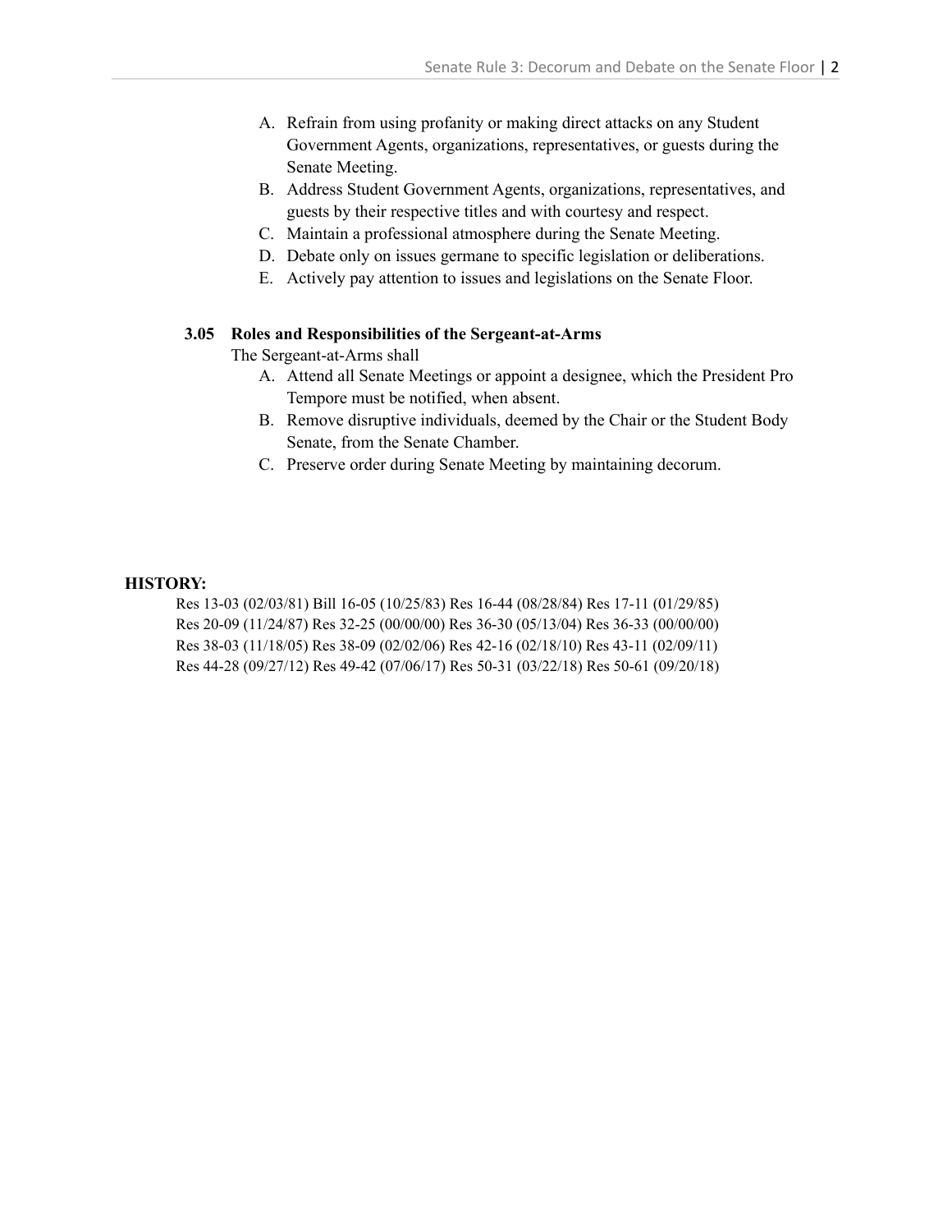A. Refrain from using profanity or making direct attacks on any Student Government Agents, organizations, representatives, or guests during the Senate Meeting.
B. Address Student Government Agents, organizations, representatives, and guests by their respective titles and with courtesy and respect.
C. Maintain a professional atmosphere during the Senate Meeting.
D. Debate only on issues germane to specific legislation or deliberations.
E. Actively pay attention to issues and legislations on the Senate Floor.

### 3.05 Roles and Responsibilities of the Sergeant-at-Arms

The Sergeant-at-Arms shall

A. Attend all Senate Meetings or appoint a designee, which the President Pro Tempore must be notified, when absent.
B. Remove disruptive individuals, deemed by the Chair or the Student Body Senate, from the Senate Chamber.
C. Preserve order during Senate Meeting by maintaining decorum.

**HISTORY:**

Res 13-03 (02/03/81) Bill 16-05 (10/25/83) Res 16-44 (08/28/84) Res 17-11 (01/29/85) Res 20-09 (11/24/87) Res 32-25 (00/00/00) Res 36-30 (05/13/04) Res 36-33 (00/00/00) Res 38-03 (11/18/05) Res 38-09 (02/02/06) Res 42-16 (02/18/10) Res 43-11 (02/09/11) Res 44-28 (09/27/12) Res 49-42 (07/06/17) Res 50-31 (03/22/18) Res 50-61 (09/20/18)